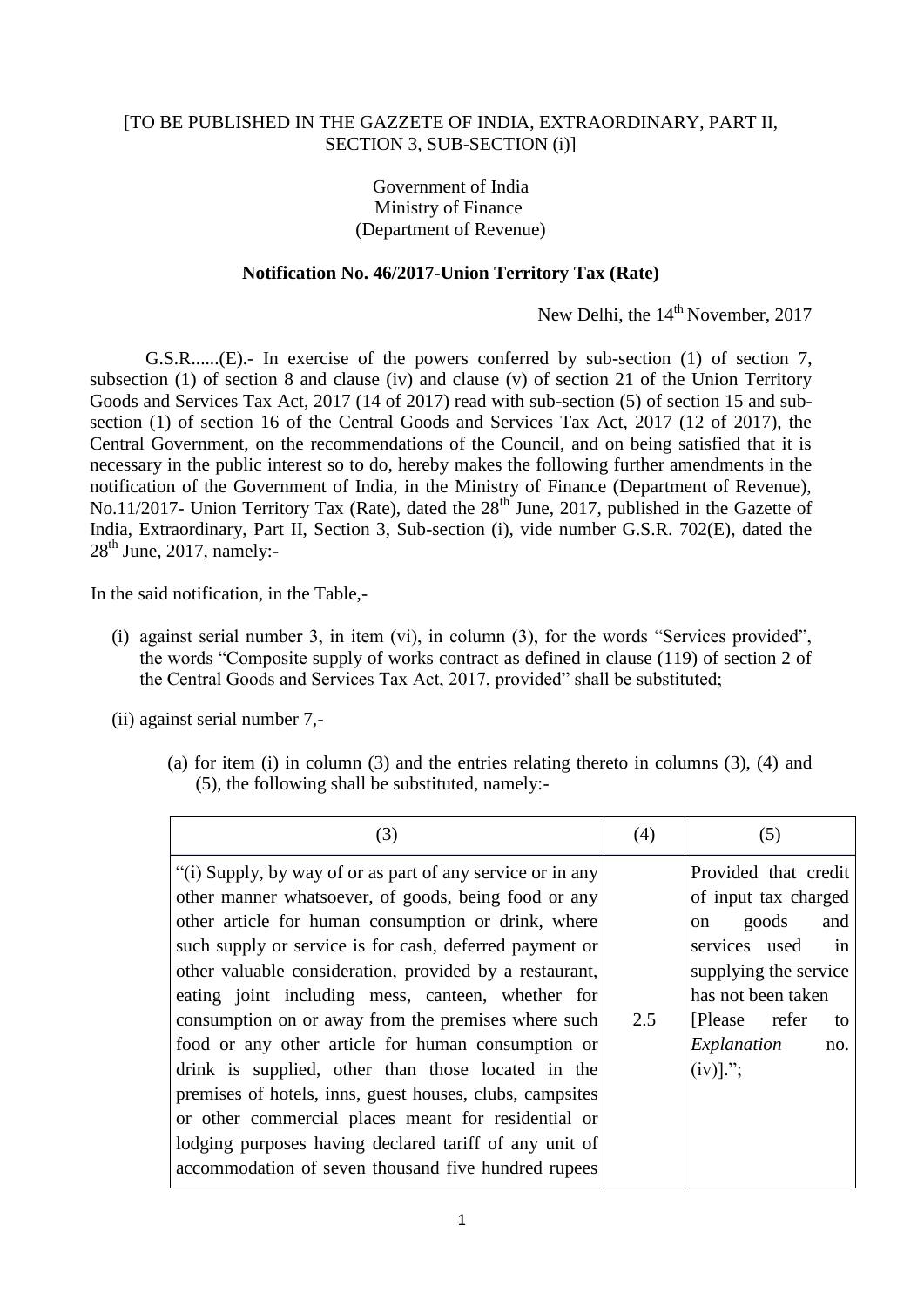[TO BE PUBLISHED IN THE GAZZETE OF INDIA, EXTRAORDINARY, PART II, SECTION 3, SUB-SECTION (i)]

Government of India
Ministry of Finance
(Department of Revenue)

**Notification No. 46/2017-Union Territory Tax (Rate)**

New Delhi, the 14th November, 2017

G.S.R......(E).- In exercise of the powers conferred by sub-section (1) of section 7, subsection (1) of section 8 and clause (iv) and clause (v) of section 21 of the Union Territory Goods and Services Tax Act, 2017 (14 of 2017) read with sub-section (5) of section 15 and sub-section (1) of section 16 of the Central Goods and Services Tax Act, 2017 (12 of 2017), the Central Government, on the recommendations of the Council, and on being satisfied that it is necessary in the public interest so to do, hereby makes the following further amendments in the notification of the Government of India, in the Ministry of Finance (Department of Revenue), No.11/2017- Union Territory Tax (Rate), dated the 28th June, 2017, published in the Gazette of India, Extraordinary, Part II, Section 3, Sub-section (i), vide number G.S.R. 702(E), dated the 28th June, 2017, namely:-

In the said notification, in the Table,-

(i) against serial number 3, in item (vi), in column (3), for the words "Services provided", the words "Composite supply of works contract as defined in clause (119) of section 2 of the Central Goods and Services Tax Act, 2017, provided" shall be substituted;

(ii) against serial number 7,-

(a) for item (i) in column (3) and the entries relating thereto in columns (3), (4) and (5), the following shall be substituted, namely:-

| (3) | (4) | (5) |
|---|---|---|
| "(i) Supply, by way of or as part of any service or in any other manner whatsoever, of goods, being food or any other article for human consumption or drink, where such supply or service is for cash, deferred payment or other valuable consideration, provided by a restaurant, eating joint including mess, canteen, whether for consumption on or away from the premises where such food or any other article for human consumption or drink is supplied, other than those located in the premises of hotels, inns, guest houses, clubs, campsites or other commercial places meant for residential or lodging purposes having declared tariff of any unit of accommodation of seven thousand five hundred rupees | 2.5 | Provided that credit of input tax charged on goods and services used in supplying the service has not been taken [Please refer to *Explanation* no. (iv)]."; |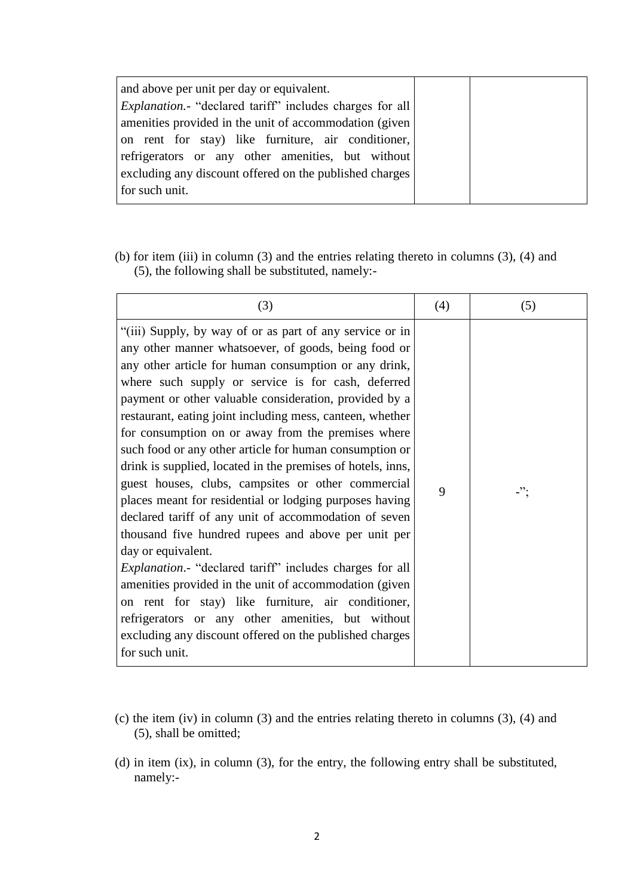| | | |
|---|---|---|
| and above per unit per day or equivalent.<br>*Explanation.*- "declared tariff" includes charges for all amenities provided in the unit of accommodation (given on rent for stay) like furniture, air conditioner, refrigerators or any other amenities, but without excluding any discount offered on the published charges for such unit. | | |

(b) for item (iii) in column (3) and the entries relating thereto in columns (3), (4) and (5), the following shall be substituted, namely:-

| (3) | (4) | (5) |
|---|---|---|
| "(iii) Supply, by way of or as part of any service or in any other manner whatsoever, of goods, being food or any other article for human consumption or any drink, where such supply or service is for cash, deferred payment or other valuable consideration, provided by a restaurant, eating joint including mess, canteen, whether for consumption on or away from the premises where such food or any other article for human consumption or drink is supplied, located in the premises of hotels, inns, guest houses, clubs, campsites or other commercial places meant for residential or lodging purposes having declared tariff of any unit of accommodation of seven thousand five hundred rupees and above per unit per day or equivalent.<br>*Explanation*.- "declared tariff" includes charges for all amenities provided in the unit of accommodation (given on rent for stay) like furniture, air conditioner, refrigerators or any other amenities, but without excluding any discount offered on the published charges for such unit. | 9 | -"; |

(c) the item (iv) in column (3) and the entries relating thereto in columns (3), (4) and (5), shall be omitted;

(d) in item (ix), in column (3), for the entry, the following entry shall be substituted, namely:-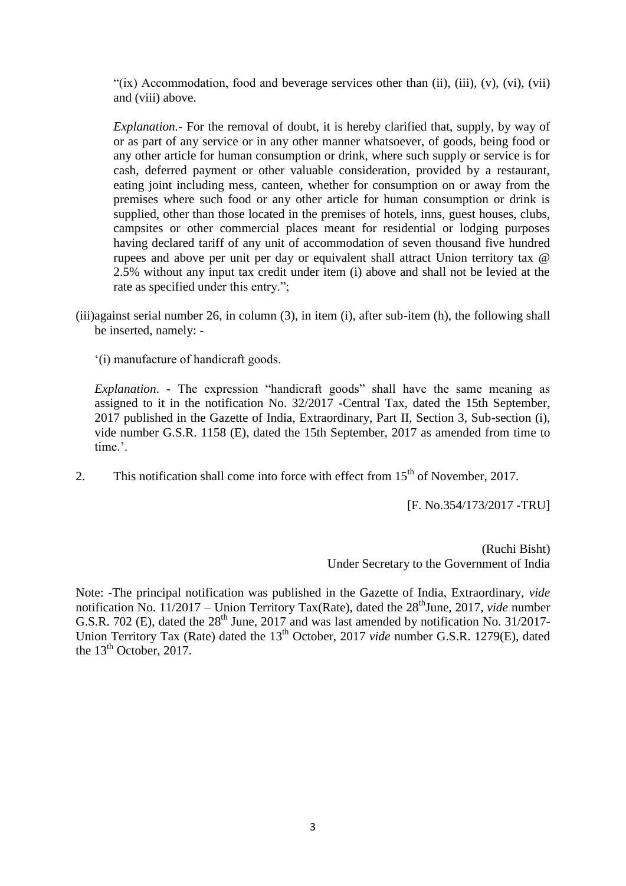"(ix) Accommodation, food and beverage services other than (ii), (iii), (v), (vi), (vii) and (viii) above.

*Explanation.*- For the removal of doubt, it is hereby clarified that, supply, by way of or as part of any service or in any other manner whatsoever, of goods, being food or any other article for human consumption or drink, where such supply or service is for cash, deferred payment or other valuable consideration, provided by a restaurant, eating joint including mess, canteen, whether for consumption on or away from the premises where such food or any other article for human consumption or drink is supplied, other than those located in the premises of hotels, inns, guest houses, clubs, campsites or other commercial places meant for residential or lodging purposes having declared tariff of any unit of accommodation of seven thousand five hundred rupees and above per unit per day or equivalent shall attract Union territory tax @ 2.5% without any input tax credit under item (i) above and shall not be levied at the rate as specified under this entry.";

(iii) against serial number 26, in column (3), in item (i), after sub-item (h), the following shall be inserted, namely: -

'(i) manufacture of handicraft goods.

*Explanation*. - The expression "handicraft goods" shall have the same meaning as assigned to it in the notification No. 32/2017 -Central Tax, dated the 15th September, 2017 published in the Gazette of India, Extraordinary, Part II, Section 3, Sub-section (i), vide number G.S.R. 1158 (E), dated the 15th September, 2017 as amended from time to time.'.

2. This notification shall come into force with effect from 15th of November, 2017.

[F. No.354/173/2017 -TRU]

(Ruchi Bisht)
Under Secretary to the Government of India

Note: -The principal notification was published in the Gazette of India, Extraordinary, *vide* notification No. 11/2017 – Union Territory Tax(Rate), dated the 28th June, 2017, *vide* number G.S.R. 702 (E), dated the 28th June, 2017 and was last amended by notification No. 31/2017-Union Territory Tax (Rate) dated the 13th October, 2017 *vide* number G.S.R. 1279(E), dated the 13th October, 2017.